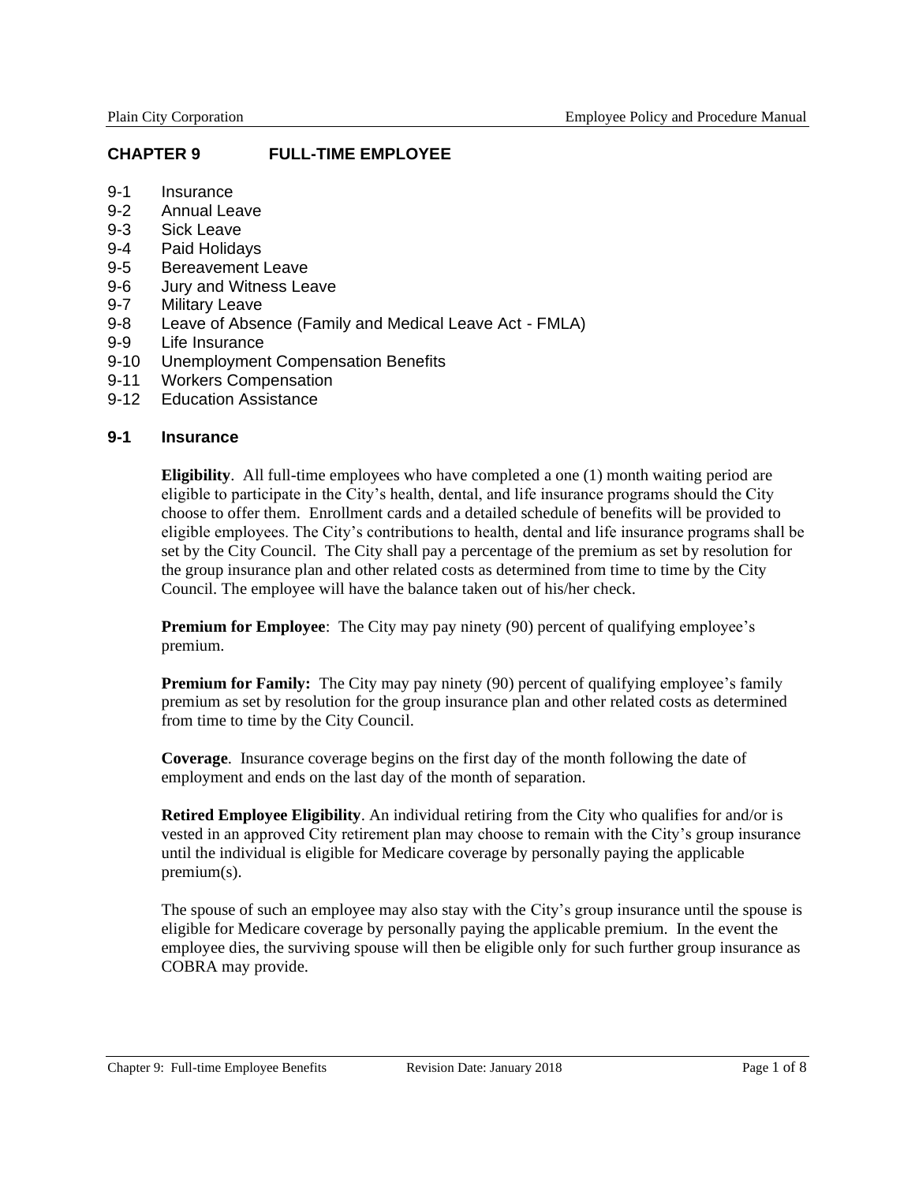# CHAPTER 9 FULL-TIME EMPLOYEE

9-1 Insurance
9-2 Annual Leave
9-3 Sick Leave
9-4 Paid Holidays
9-5 Bereavement Leave
9-6 Jury and Witness Leave
9-7 Military Leave
9-8 Leave of Absence (Family and Medical Leave Act - FMLA)
9-9 Life Insurance
9-10 Unemployment Compensation Benefits
9-11 Workers Compensation
9-12 Education Assistance

## 9-1 Insurance

**Eligibility**. All full-time employees who have completed a one (1) month waiting period are eligible to participate in the City's health, dental, and life insurance programs should the City choose to offer them. Enrollment cards and a detailed schedule of benefits will be provided to eligible employees. The City's contributions to health, dental and life insurance programs shall be set by the City Council. The City shall pay a percentage of the premium as set by resolution for the group insurance plan and other related costs as determined from time to time by the City Council. The employee will have the balance taken out of his/her check.

**Premium for Employee**: The City may pay ninety (90) percent of qualifying employee's premium.

**Premium for Family:** The City may pay ninety (90) percent of qualifying employee's family premium as set by resolution for the group insurance plan and other related costs as determined from time to time by the City Council.

**Coverage**. Insurance coverage begins on the first day of the month following the date of employment and ends on the last day of the month of separation.

**Retired Employee Eligibility**. An individual retiring from the City who qualifies for and/or is vested in an approved City retirement plan may choose to remain with the City's group insurance until the individual is eligible for Medicare coverage by personally paying the applicable premium(s).

The spouse of such an employee may also stay with the City's group insurance until the spouse is eligible for Medicare coverage by personally paying the applicable premium. In the event the employee dies, the surviving spouse will then be eligible only for such further group insurance as COBRA may provide.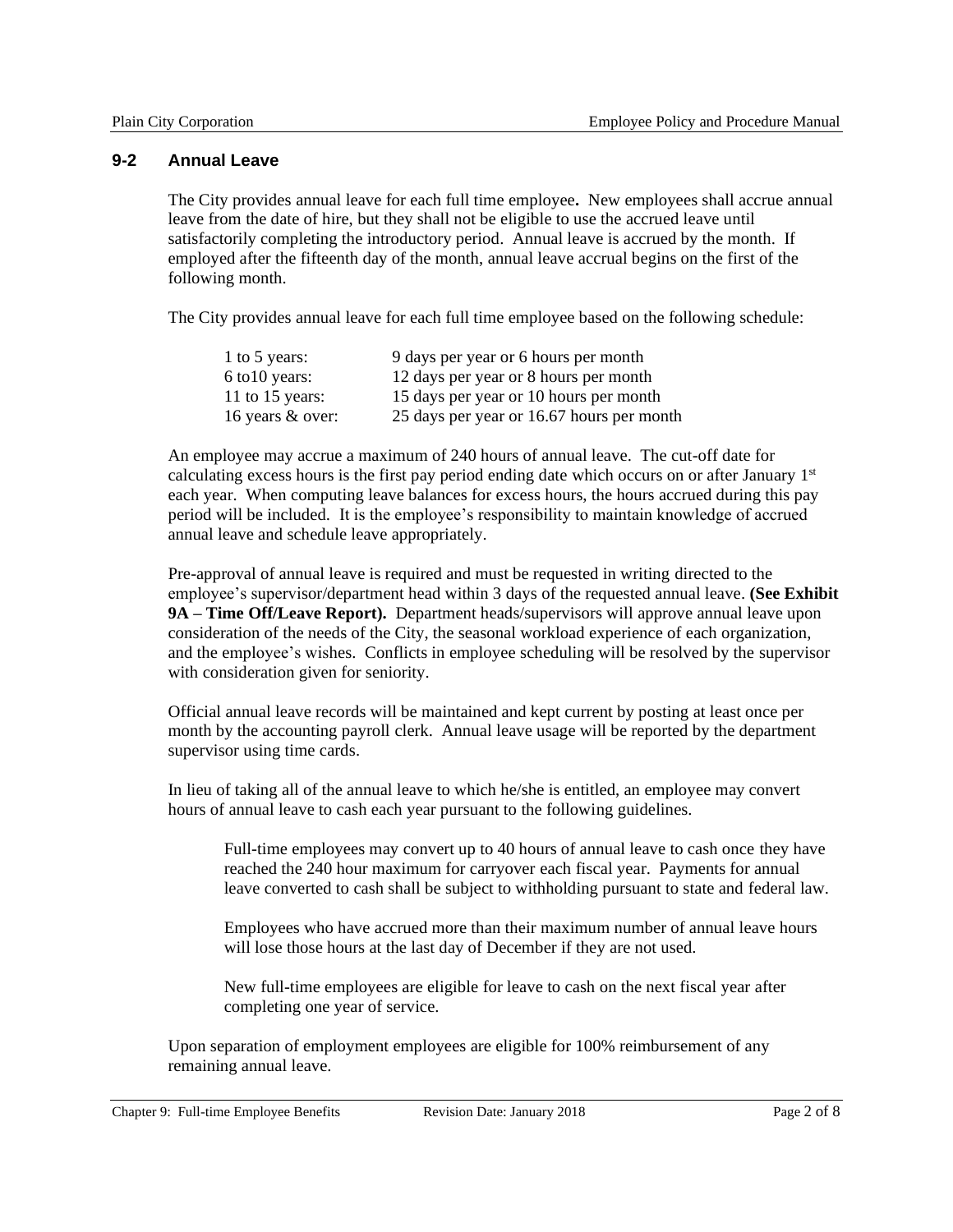## 9-2 Annual Leave

The City provides annual leave for each full time employee**.** New employees shall accrue annual leave from the date of hire, but they shall not be eligible to use the accrued leave until satisfactorily completing the introductory period. Annual leave is accrued by the month. If employed after the fifteenth day of the month, annual leave accrual begins on the first of the following month.

The City provides annual leave for each full time employee based on the following schedule:

| | |
|---|---|
| 1 to 5 years: | 9 days per year or 6 hours per month |
| 6 to10 years: | 12 days per year or 8 hours per month |
| 11 to 15 years: | 15 days per year or 10 hours per month |
| 16 years & over: | 25 days per year or 16.67 hours per month |

An employee may accrue a maximum of 240 hours of annual leave. The cut-off date for calculating excess hours is the first pay period ending date which occurs on or after January 1st each year. When computing leave balances for excess hours, the hours accrued during this pay period will be included. It is the employee's responsibility to maintain knowledge of accrued annual leave and schedule leave appropriately.

Pre-approval of annual leave is required and must be requested in writing directed to the employee's supervisor/department head within 3 days of the requested annual leave. **(See Exhibit 9A – Time Off/Leave Report).** Department heads/supervisors will approve annual leave upon consideration of the needs of the City, the seasonal workload experience of each organization, and the employee's wishes. Conflicts in employee scheduling will be resolved by the supervisor with consideration given for seniority.

Official annual leave records will be maintained and kept current by posting at least once per month by the accounting payroll clerk. Annual leave usage will be reported by the department supervisor using time cards.

In lieu of taking all of the annual leave to which he/she is entitled, an employee may convert hours of annual leave to cash each year pursuant to the following guidelines.

> Full-time employees may convert up to 40 hours of annual leave to cash once they have reached the 240 hour maximum for carryover each fiscal year. Payments for annual leave converted to cash shall be subject to withholding pursuant to state and federal law.
>
> Employees who have accrued more than their maximum number of annual leave hours will lose those hours at the last day of December if they are not used.
>
> New full-time employees are eligible for leave to cash on the next fiscal year after completing one year of service.

Upon separation of employment employees are eligible for 100% reimbursement of any remaining annual leave.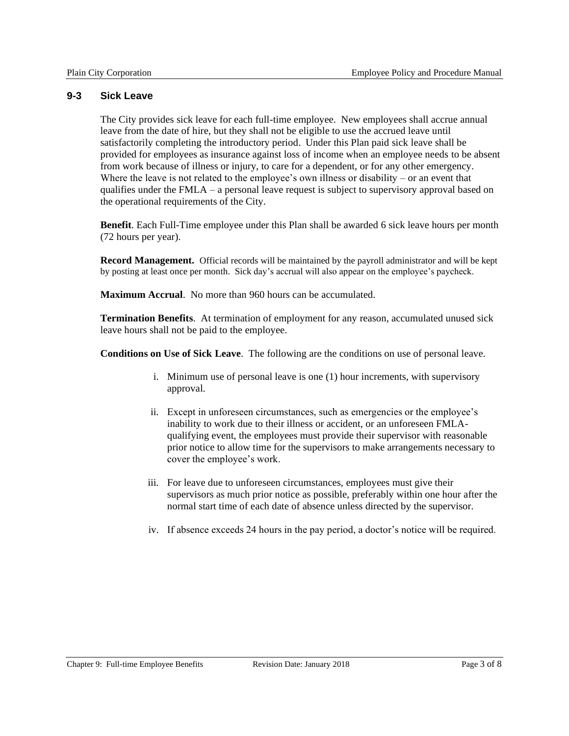## 9-3 Sick Leave

The City provides sick leave for each full-time employee. New employees shall accrue annual leave from the date of hire, but they shall not be eligible to use the accrued leave until satisfactorily completing the introductory period. Under this Plan paid sick leave shall be provided for employees as insurance against loss of income when an employee needs to be absent from work because of illness or injury, to care for a dependent, or for any other emergency. Where the leave is not related to the employee's own illness or disability – or an event that qualifies under the FMLA – a personal leave request is subject to supervisory approval based on the operational requirements of the City.

**Benefit**. Each Full-Time employee under this Plan shall be awarded 6 sick leave hours per month (72 hours per year).

**Record Management.** Official records will be maintained by the payroll administrator and will be kept by posting at least once per month. Sick day's accrual will also appear on the employee's paycheck.

**Maximum Accrual**. No more than 960 hours can be accumulated.

**Termination Benefits**. At termination of employment for any reason, accumulated unused sick leave hours shall not be paid to the employee.

**Conditions on Use of Sick Leave**. The following are the conditions on use of personal leave.

i. Minimum use of personal leave is one (1) hour increments, with supervisory approval.

ii. Except in unforeseen circumstances, such as emergencies or the employee's inability to work due to their illness or accident, or an unforeseen FMLA-qualifying event, the employees must provide their supervisor with reasonable prior notice to allow time for the supervisors to make arrangements necessary to cover the employee's work.

iii. For leave due to unforeseen circumstances, employees must give their supervisors as much prior notice as possible, preferably within one hour after the normal start time of each date of absence unless directed by the supervisor.

iv. If absence exceeds 24 hours in the pay period, a doctor's notice will be required.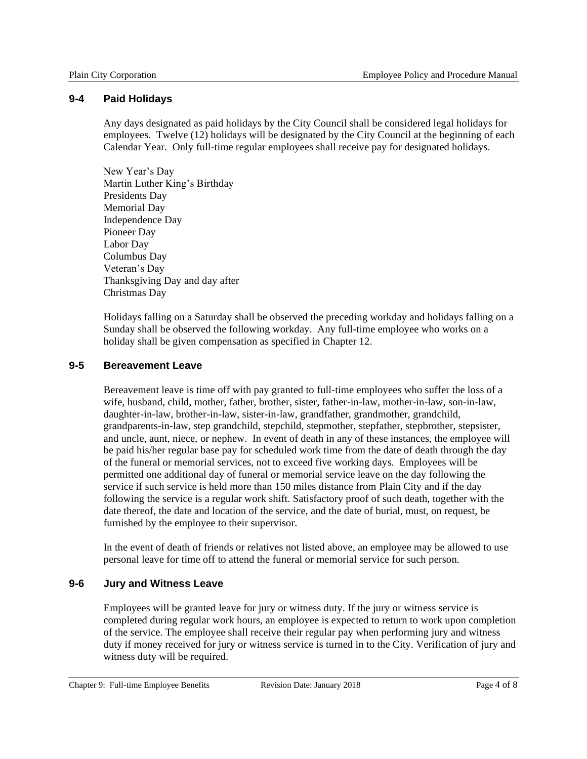## 9-4 Paid Holidays

Any days designated as paid holidays by the City Council shall be considered legal holidays for employees. Twelve (12) holidays will be designated by the City Council at the beginning of each Calendar Year. Only full-time regular employees shall receive pay for designated holidays.

New Year's Day
Martin Luther King's Birthday
Presidents Day
Memorial Day
Independence Day
Pioneer Day
Labor Day
Columbus Day
Veteran's Day
Thanksgiving Day and day after
Christmas Day

Holidays falling on a Saturday shall be observed the preceding workday and holidays falling on a Sunday shall be observed the following workday. Any full-time employee who works on a holiday shall be given compensation as specified in Chapter 12.

## 9-5 Bereavement Leave

Bereavement leave is time off with pay granted to full-time employees who suffer the loss of a wife, husband, child, mother, father, brother, sister, father-in-law, mother-in-law, son-in-law, daughter-in-law, brother-in-law, sister-in-law, grandfather, grandmother, grandchild, grandparents-in-law, step grandchild, stepchild, stepmother, stepfather, stepbrother, stepsister, and uncle, aunt, niece, or nephew. In event of death in any of these instances, the employee will be paid his/her regular base pay for scheduled work time from the date of death through the day of the funeral or memorial services, not to exceed five working days. Employees will be permitted one additional day of funeral or memorial service leave on the day following the service if such service is held more than 150 miles distance from Plain City and if the day following the service is a regular work shift. Satisfactory proof of such death, together with the date thereof, the date and location of the service, and the date of burial, must, on request, be furnished by the employee to their supervisor.

In the event of death of friends or relatives not listed above, an employee may be allowed to use personal leave for time off to attend the funeral or memorial service for such person.

## 9-6 Jury and Witness Leave

Employees will be granted leave for jury or witness duty. If the jury or witness service is completed during regular work hours, an employee is expected to return to work upon completion of the service. The employee shall receive their regular pay when performing jury and witness duty if money received for jury or witness service is turned in to the City. Verification of jury and witness duty will be required.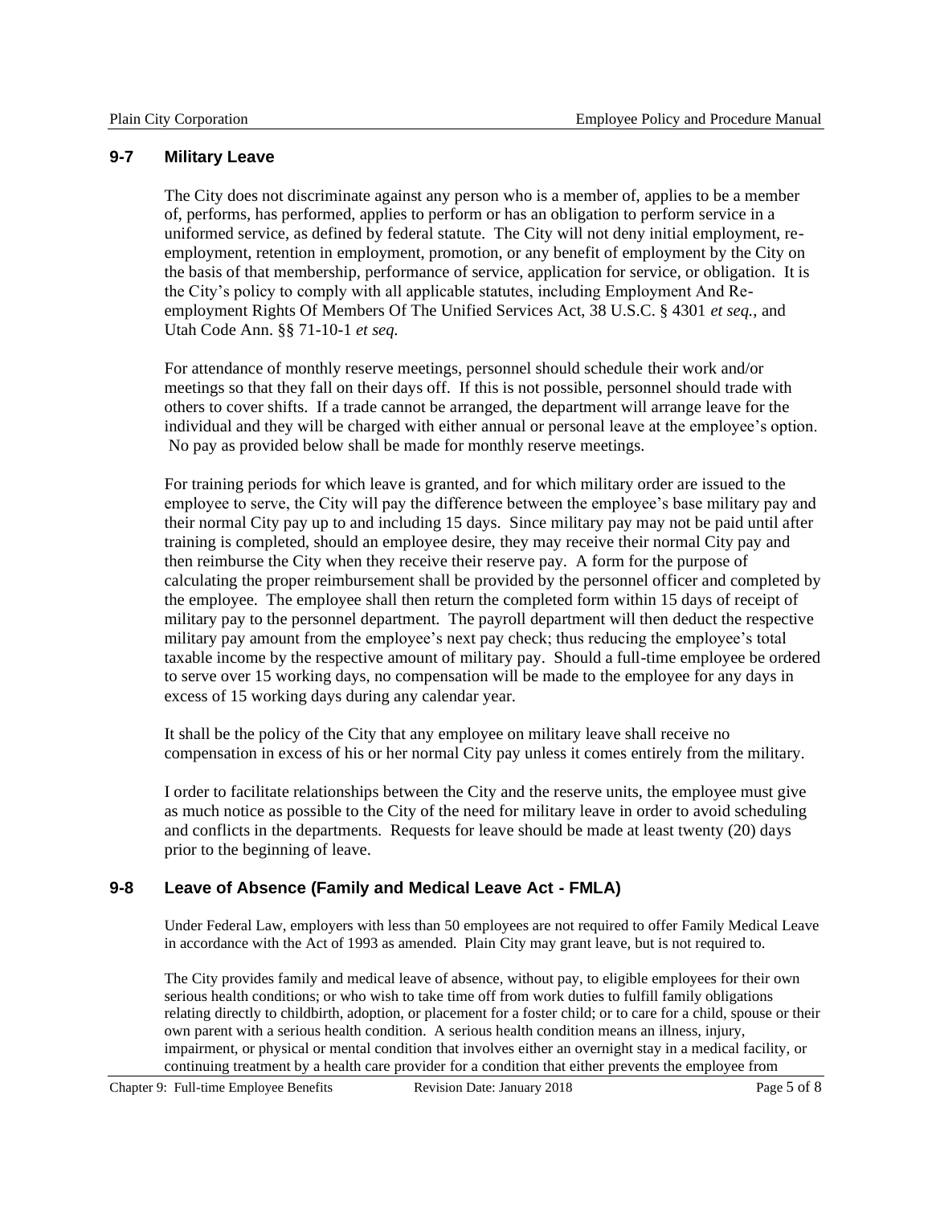## 9-7 Military Leave

The City does not discriminate against any person who is a member of, applies to be a member of, performs, has performed, applies to perform or has an obligation to perform service in a uniformed service, as defined by federal statute. The City will not deny initial employment, re-employment, retention in employment, promotion, or any benefit of employment by the City on the basis of that membership, performance of service, application for service, or obligation. It is the City's policy to comply with all applicable statutes, including Employment And Re-employment Rights Of Members Of The Unified Services Act, 38 U.S.C. § 4301 *et seq.*, and Utah Code Ann. §§ 71-10-1 *et seq.*

For attendance of monthly reserve meetings, personnel should schedule their work and/or meetings so that they fall on their days off. If this is not possible, personnel should trade with others to cover shifts. If a trade cannot be arranged, the department will arrange leave for the individual and they will be charged with either annual or personal leave at the employee's option. No pay as provided below shall be made for monthly reserve meetings.

For training periods for which leave is granted, and for which military order are issued to the employee to serve, the City will pay the difference between the employee's base military pay and their normal City pay up to and including 15 days. Since military pay may not be paid until after training is completed, should an employee desire, they may receive their normal City pay and then reimburse the City when they receive their reserve pay. A form for the purpose of calculating the proper reimbursement shall be provided by the personnel officer and completed by the employee. The employee shall then return the completed form within 15 days of receipt of military pay to the personnel department. The payroll department will then deduct the respective military pay amount from the employee's next pay check; thus reducing the employee's total taxable income by the respective amount of military pay. Should a full-time employee be ordered to serve over 15 working days, no compensation will be made to the employee for any days in excess of 15 working days during any calendar year.

It shall be the policy of the City that any employee on military leave shall receive no compensation in excess of his or her normal City pay unless it comes entirely from the military.

I order to facilitate relationships between the City and the reserve units, the employee must give as much notice as possible to the City of the need for military leave in order to avoid scheduling and conflicts in the departments. Requests for leave should be made at least twenty (20) days prior to the beginning of leave.

## 9-8 Leave of Absence (Family and Medical Leave Act - FMLA)

Under Federal Law, employers with less than 50 employees are not required to offer Family Medical Leave in accordance with the Act of 1993 as amended. Plain City may grant leave, but is not required to.

The City provides family and medical leave of absence, without pay, to eligible employees for their own serious health conditions; or who wish to take time off from work duties to fulfill family obligations relating directly to childbirth, adoption, or placement for a foster child; or to care for a child, spouse or their own parent with a serious health condition. A serious health condition means an illness, injury, impairment, or physical or mental condition that involves either an overnight stay in a medical facility, or continuing treatment by a health care provider for a condition that either prevents the employee from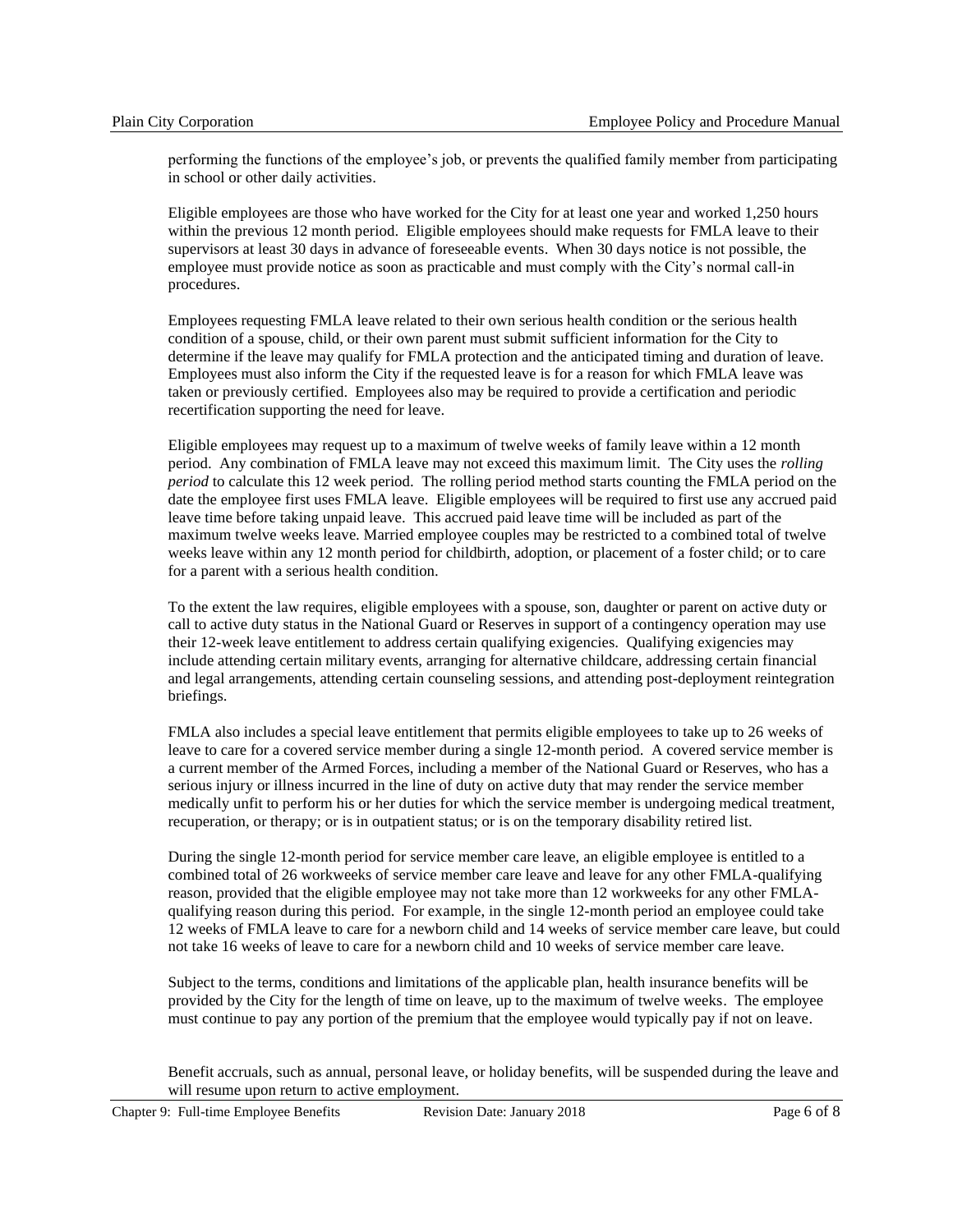performing the functions of the employee's job, or prevents the qualified family member from participating in school or other daily activities.

Eligible employees are those who have worked for the City for at least one year and worked 1,250 hours within the previous 12 month period. Eligible employees should make requests for FMLA leave to their supervisors at least 30 days in advance of foreseeable events. When 30 days notice is not possible, the employee must provide notice as soon as practicable and must comply with the City's normal call-in procedures.

Employees requesting FMLA leave related to their own serious health condition or the serious health condition of a spouse, child, or their own parent must submit sufficient information for the City to determine if the leave may qualify for FMLA protection and the anticipated timing and duration of leave. Employees must also inform the City if the requested leave is for a reason for which FMLA leave was taken or previously certified. Employees also may be required to provide a certification and periodic recertification supporting the need for leave.

Eligible employees may request up to a maximum of twelve weeks of family leave within a 12 month period. Any combination of FMLA leave may not exceed this maximum limit. The City uses the *rolling period* to calculate this 12 week period. The rolling period method starts counting the FMLA period on the date the employee first uses FMLA leave. Eligible employees will be required to first use any accrued paid leave time before taking unpaid leave. This accrued paid leave time will be included as part of the maximum twelve weeks leave. Married employee couples may be restricted to a combined total of twelve weeks leave within any 12 month period for childbirth, adoption, or placement of a foster child; or to care for a parent with a serious health condition.

To the extent the law requires, eligible employees with a spouse, son, daughter or parent on active duty or call to active duty status in the National Guard or Reserves in support of a contingency operation may use their 12-week leave entitlement to address certain qualifying exigencies. Qualifying exigencies may include attending certain military events, arranging for alternative childcare, addressing certain financial and legal arrangements, attending certain counseling sessions, and attending post-deployment reintegration briefings.

FMLA also includes a special leave entitlement that permits eligible employees to take up to 26 weeks of leave to care for a covered service member during a single 12-month period. A covered service member is a current member of the Armed Forces, including a member of the National Guard or Reserves, who has a serious injury or illness incurred in the line of duty on active duty that may render the service member medically unfit to perform his or her duties for which the service member is undergoing medical treatment, recuperation, or therapy; or is in outpatient status; or is on the temporary disability retired list.

During the single 12-month period for service member care leave, an eligible employee is entitled to a combined total of 26 workweeks of service member care leave and leave for any other FMLA-qualifying reason, provided that the eligible employee may not take more than 12 workweeks for any other FMLA-qualifying reason during this period. For example, in the single 12-month period an employee could take 12 weeks of FMLA leave to care for a newborn child and 14 weeks of service member care leave, but could not take 16 weeks of leave to care for a newborn child and 10 weeks of service member care leave.

Subject to the terms, conditions and limitations of the applicable plan, health insurance benefits will be provided by the City for the length of time on leave, up to the maximum of twelve weeks. The employee must continue to pay any portion of the premium that the employee would typically pay if not on leave.

Benefit accruals, such as annual, personal leave, or holiday benefits, will be suspended during the leave and will resume upon return to active employment.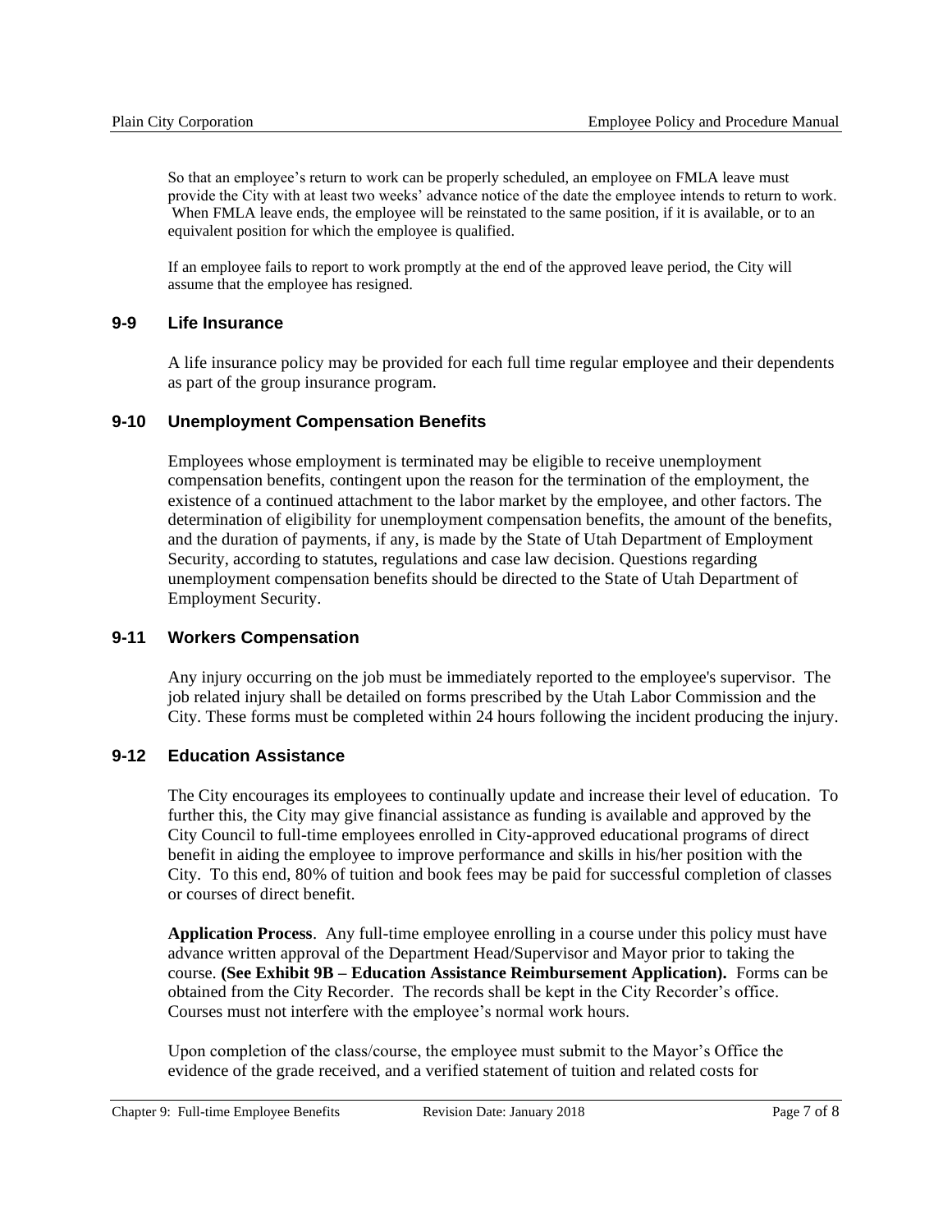So that an employee's return to work can be properly scheduled, an employee on FMLA leave must provide the City with at least two weeks' advance notice of the date the employee intends to return to work. When FMLA leave ends, the employee will be reinstated to the same position, if it is available, or to an equivalent position for which the employee is qualified.

If an employee fails to report to work promptly at the end of the approved leave period, the City will assume that the employee has resigned.

## 9-9 Life Insurance

A life insurance policy may be provided for each full time regular employee and their dependents as part of the group insurance program.

## 9-10 Unemployment Compensation Benefits

Employees whose employment is terminated may be eligible to receive unemployment compensation benefits, contingent upon the reason for the termination of the employment, the existence of a continued attachment to the labor market by the employee, and other factors. The determination of eligibility for unemployment compensation benefits, the amount of the benefits, and the duration of payments, if any, is made by the State of Utah Department of Employment Security, according to statutes, regulations and case law decision. Questions regarding unemployment compensation benefits should be directed to the State of Utah Department of Employment Security.

## 9-11 Workers Compensation

Any injury occurring on the job must be immediately reported to the employee's supervisor. The job related injury shall be detailed on forms prescribed by the Utah Labor Commission and the City. These forms must be completed within 24 hours following the incident producing the injury.

## 9-12 Education Assistance

The City encourages its employees to continually update and increase their level of education. To further this, the City may give financial assistance as funding is available and approved by the City Council to full-time employees enrolled in City-approved educational programs of direct benefit in aiding the employee to improve performance and skills in his/her position with the City. To this end, 80% of tuition and book fees may be paid for successful completion of classes or courses of direct benefit.

**Application Process**. Any full-time employee enrolling in a course under this policy must have advance written approval of the Department Head/Supervisor and Mayor prior to taking the course. **(See Exhibit 9B – Education Assistance Reimbursement Application).** Forms can be obtained from the City Recorder. The records shall be kept in the City Recorder's office. Courses must not interfere with the employee's normal work hours.

Upon completion of the class/course, the employee must submit to the Mayor's Office the evidence of the grade received, and a verified statement of tuition and related costs for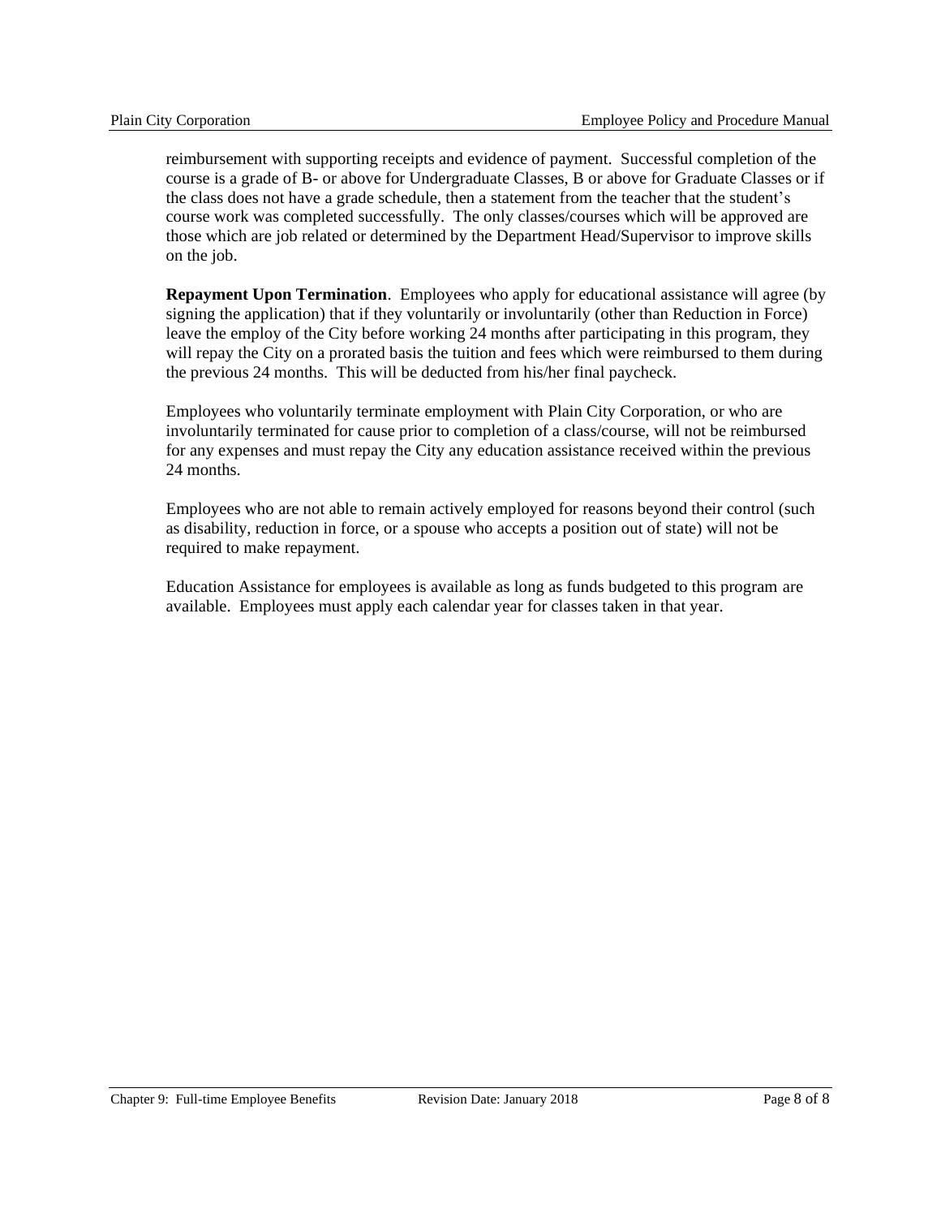reimbursement with supporting receipts and evidence of payment. Successful completion of the course is a grade of B- or above for Undergraduate Classes, B or above for Graduate Classes or if the class does not have a grade schedule, then a statement from the teacher that the student's course work was completed successfully. The only classes/courses which will be approved are those which are job related or determined by the Department Head/Supervisor to improve skills on the job.

**Repayment Upon Termination**. Employees who apply for educational assistance will agree (by signing the application) that if they voluntarily or involuntarily (other than Reduction in Force) leave the employ of the City before working 24 months after participating in this program, they will repay the City on a prorated basis the tuition and fees which were reimbursed to them during the previous 24 months. This will be deducted from his/her final paycheck.

Employees who voluntarily terminate employment with Plain City Corporation, or who are involuntarily terminated for cause prior to completion of a class/course, will not be reimbursed for any expenses and must repay the City any education assistance received within the previous 24 months.

Employees who are not able to remain actively employed for reasons beyond their control (such as disability, reduction in force, or a spouse who accepts a position out of state) will not be required to make repayment.

Education Assistance for employees is available as long as funds budgeted to this program are available. Employees must apply each calendar year for classes taken in that year.